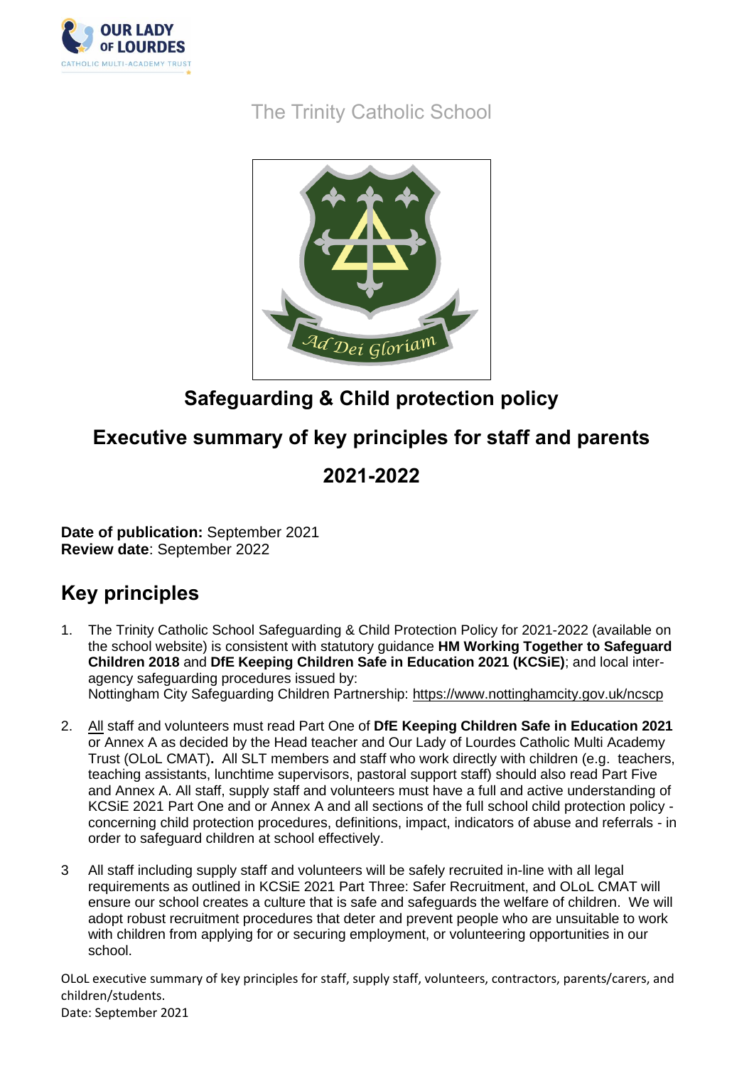The Trinity Catholic School

# Safeguarding & Child protection policy

## Executive summary of key principles for staff and parents

## 2021-2022

**Date of publication:** September 2021
**Review date**: September 2022

## Key principles

1. The Trinity Catholic School Safeguarding & Child Protection Policy for 2021-2022 (available on the school website) is consistent with statutory guidance **HM Working Together to Safeguard Children 2018** and **DfE Keeping Children Safe in Education 2021 (KCSiE)**; and local inter-agency safeguarding procedures issued by:
   Nottingham City Safeguarding Children Partnership: https://www.nottinghamcity.gov.uk/ncscp

2. All staff and volunteers must read Part One of **DfE Keeping Children Safe in Education 2021** or Annex A as decided by the Head teacher and Our Lady of Lourdes Catholic Multi Academy Trust (OLoL CMAT)**.** All SLT members and staff who work directly with children (e.g. teachers, teaching assistants, lunchtime supervisors, pastoral support staff) should also read Part Five and Annex A. All staff, supply staff and volunteers must have a full and active understanding of KCSiE 2021 Part One and or Annex A and all sections of the full school child protection policy - concerning child protection procedures, definitions, impact, indicators of abuse and referrals - in order to safeguard children at school effectively.

3. All staff including supply staff and volunteers will be safely recruited in-line with all legal requirements as outlined in KCSiE 2021 Part Three: Safer Recruitment, and OLoL CMAT will ensure our school creates a culture that is safe and safeguards the welfare of children. We will adopt robust recruitment procedures that deter and prevent people who are unsuitable to work with children from applying for or securing employment, or volunteering opportunities in our school.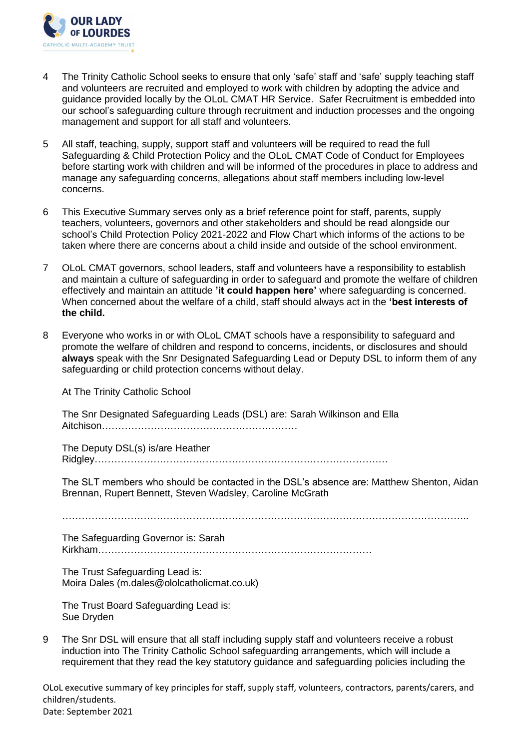4 The Trinity Catholic School seeks to ensure that only 'safe' staff and 'safe' supply teaching staff and volunteers are recruited and employed to work with children by adopting the advice and guidance provided locally by the OLoL CMAT HR Service. Safer Recruitment is embedded into our school's safeguarding culture through recruitment and induction processes and the ongoing management and support for all staff and volunteers.

5 All staff, teaching, supply, support staff and volunteers will be required to read the full Safeguarding & Child Protection Policy and the OLoL CMAT Code of Conduct for Employees before starting work with children and will be informed of the procedures in place to address and manage any safeguarding concerns, allegations about staff members including low-level concerns.

6 This Executive Summary serves only as a brief reference point for staff, parents, supply teachers, volunteers, governors and other stakeholders and should be read alongside our school's Child Protection Policy 2021-2022 and Flow Chart which informs of the actions to be taken where there are concerns about a child inside and outside of the school environment.

7 OLoL CMAT governors, school leaders, staff and volunteers have a responsibility to establish and maintain a culture of safeguarding in order to safeguard and promote the welfare of children effectively and maintain an attitude **'it could happen here'** where safeguarding is concerned. When concerned about the welfare of a child, staff should always act in the **'best interests of the child.**

8 Everyone who works in or with OLoL CMAT schools have a responsibility to safeguard and promote the welfare of children and respond to concerns, incidents, or disclosures and should **always** speak with the Snr Designated Safeguarding Lead or Deputy DSL to inform them of any safeguarding or child protection concerns without delay.

At The Trinity Catholic School

The Snr Designated Safeguarding Leads (DSL) are: Sarah Wilkinson and Ella Aitchison……………………………………………………

The Deputy DSL(s) is/are Heather Ridgley………………………………………………………………………………

The SLT members who should be contacted in the DSL's absence are: Matthew Shenton, Aidan Brennan, Rupert Bennett, Steven Wadsley, Caroline McGrath

……………………………………………………………………………………………………………………..

The Safeguarding Governor is: Sarah Kirkham…………………………………………………………………………

The Trust Safeguarding Lead is:
Moira Dales (m.dales@ololcatholicmat.co.uk)

The Trust Board Safeguarding Lead is:
Sue Dryden

9 The Snr DSL will ensure that all staff including supply staff and volunteers receive a robust induction into The Trinity Catholic School safeguarding arrangements, which will include a requirement that they read the key statutory guidance and safeguarding policies including the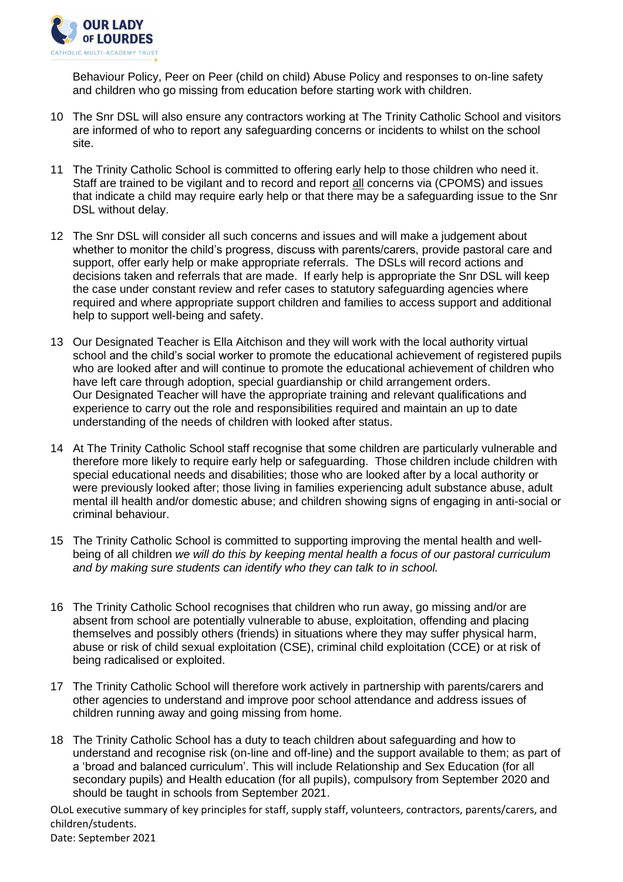Behaviour Policy, Peer on Peer (child on child) Abuse Policy and responses to on-line safety and children who go missing from education before starting work with children.

10 The Snr DSL will also ensure any contractors working at The Trinity Catholic School and visitors are informed of who to report any safeguarding concerns or incidents to whilst on the school site.

11 The Trinity Catholic School is committed to offering early help to those children who need it. Staff are trained to be vigilant and to record and report <u>all</u> concerns via (CPOMS) and issues that indicate a child may require early help or that there may be a safeguarding issue to the Snr DSL without delay.

12 The Snr DSL will consider all such concerns and issues and will make a judgement about whether to monitor the child's progress, discuss with parents/carers, provide pastoral care and support, offer early help or make appropriate referrals. The DSLs will record actions and decisions taken and referrals that are made. If early help is appropriate the Snr DSL will keep the case under constant review and refer cases to statutory safeguarding agencies where required and where appropriate support children and families to access support and additional help to support well-being and safety.

13 Our Designated Teacher is Ella Aitchison and they will work with the local authority virtual school and the child's social worker to promote the educational achievement of registered pupils who are looked after and will continue to promote the educational achievement of children who have left care through adoption, special guardianship or child arrangement orders.
Our Designated Teacher will have the appropriate training and relevant qualifications and experience to carry out the role and responsibilities required and maintain an up to date understanding of the needs of children with looked after status.

14 At The Trinity Catholic School staff recognise that some children are particularly vulnerable and therefore more likely to require early help or safeguarding. Those children include children with special educational needs and disabilities; those who are looked after by a local authority or were previously looked after; those living in families experiencing adult substance abuse, adult mental ill health and/or domestic abuse; and children showing signs of engaging in anti-social or criminal behaviour.

15 The Trinity Catholic School is committed to supporting improving the mental health and well-being of all children *we will do this by keeping mental health a focus of our pastoral curriculum and by making sure students can identify who they can talk to in school.*

16 The Trinity Catholic School recognises that children who run away, go missing and/or are absent from school are potentially vulnerable to abuse, exploitation, offending and placing themselves and possibly others (friends) in situations where they may suffer physical harm, abuse or risk of child sexual exploitation (CSE), criminal child exploitation (CCE) or at risk of being radicalised or exploited.

17 The Trinity Catholic School will therefore work actively in partnership with parents/carers and other agencies to understand and improve poor school attendance and address issues of children running away and going missing from home.

18 The Trinity Catholic School has a duty to teach children about safeguarding and how to understand and recognise risk (on-line and off-line) and the support available to them; as part of a 'broad and balanced curriculum'. This will include Relationship and Sex Education (for all secondary pupils) and Health education (for all pupils), compulsory from September 2020 and should be taught in schools from September 2021.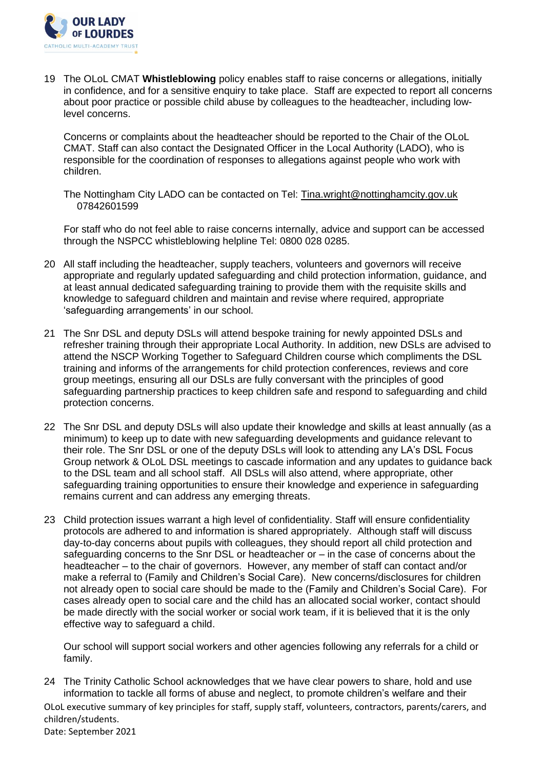19 The OLoL CMAT **Whistleblowing** policy enables staff to raise concerns or allegations, initially in confidence, and for a sensitive enquiry to take place. Staff are expected to report all concerns about poor practice or possible child abuse by colleagues to the headteacher, including low-level concerns.

   Concerns or complaints about the headteacher should be reported to the Chair of the OLoL CMAT. Staff can also contact the Designated Officer in the Local Authority (LADO), who is responsible for the coordination of responses to allegations against people who work with children.

   The Nottingham City LADO can be contacted on Tel: Tina.wright@nottinghamcity.gov.uk 07842601599

   For staff who do not feel able to raise concerns internally, advice and support can be accessed through the NSPCC whistleblowing helpline Tel: 0800 028 0285.

20 All staff including the headteacher, supply teachers, volunteers and governors will receive appropriate and regularly updated safeguarding and child protection information, guidance, and at least annual dedicated safeguarding training to provide them with the requisite skills and knowledge to safeguard children and maintain and revise where required, appropriate 'safeguarding arrangements' in our school.

21 The Snr DSL and deputy DSLs will attend bespoke training for newly appointed DSLs and refresher training through their appropriate Local Authority. In addition, new DSLs are advised to attend the NSCP Working Together to Safeguard Children course which compliments the DSL training and informs of the arrangements for child protection conferences, reviews and core group meetings, ensuring all our DSLs are fully conversant with the principles of good safeguarding partnership practices to keep children safe and respond to safeguarding and child protection concerns.

22 The Snr DSL and deputy DSLs will also update their knowledge and skills at least annually (as a minimum) to keep up to date with new safeguarding developments and guidance relevant to their role. The Snr DSL or one of the deputy DSLs will look to attending any LA's DSL Focus Group network & OLoL DSL meetings to cascade information and any updates to guidance back to the DSL team and all school staff. All DSLs will also attend, where appropriate, other safeguarding training opportunities to ensure their knowledge and experience in safeguarding remains current and can address any emerging threats.

23 Child protection issues warrant a high level of confidentiality. Staff will ensure confidentiality protocols are adhered to and information is shared appropriately. Although staff will discuss day-to-day concerns about pupils with colleagues, they should report all child protection and safeguarding concerns to the Snr DSL or headteacher or – in the case of concerns about the headteacher – to the chair of governors. However, any member of staff can contact and/or make a referral to (Family and Children's Social Care). New concerns/disclosures for children not already open to social care should be made to the (Family and Children's Social Care). For cases already open to social care and the child has an allocated social worker, contact should be made directly with the social worker or social work team, if it is believed that it is the only effective way to safeguard a child.

   Our school will support social workers and other agencies following any referrals for a child or family.

24 The Trinity Catholic School acknowledges that we have clear powers to share, hold and use information to tackle all forms of abuse and neglect, to promote children's welfare and their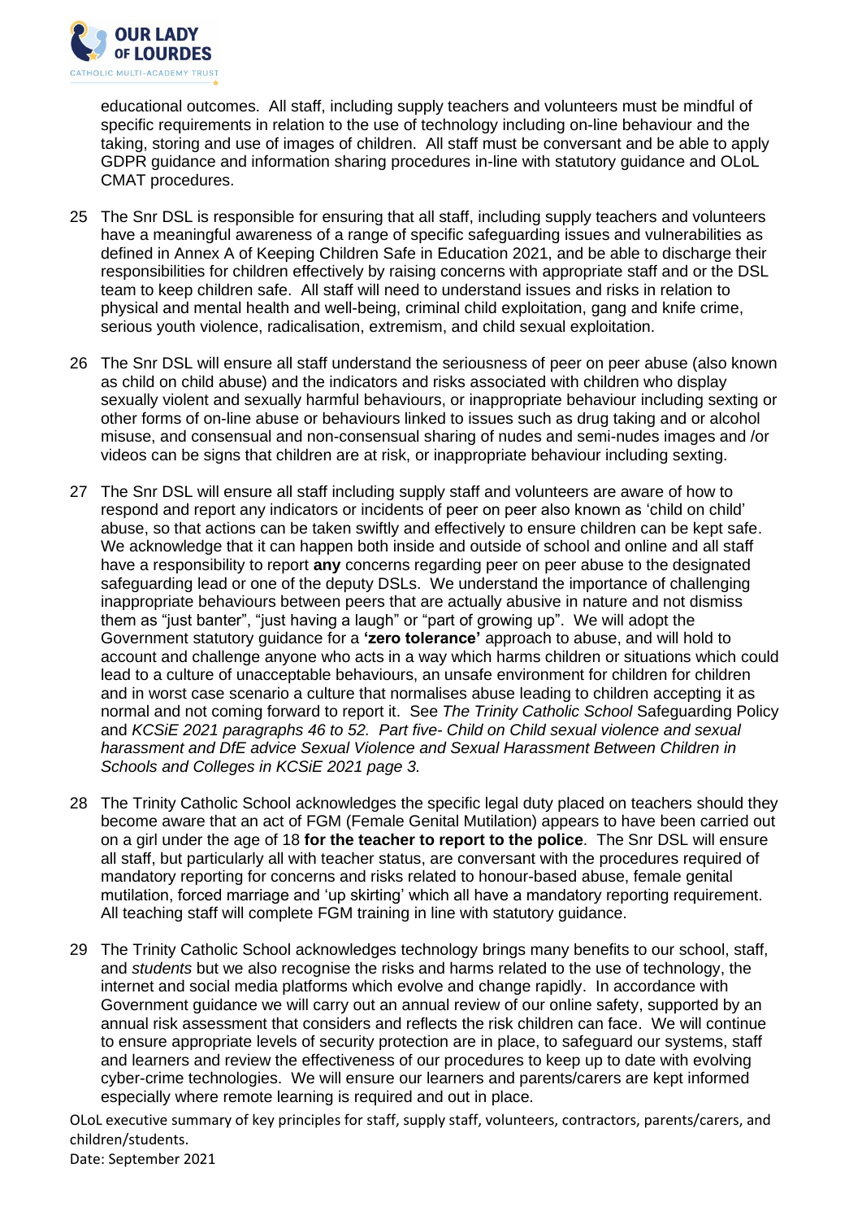educational outcomes. All staff, including supply teachers and volunteers must be mindful of specific requirements in relation to the use of technology including on-line behaviour and the taking, storing and use of images of children. All staff must be conversant and be able to apply GDPR guidance and information sharing procedures in-line with statutory guidance and OLoL CMAT procedures.

25 The Snr DSL is responsible for ensuring that all staff, including supply teachers and volunteers have a meaningful awareness of a range of specific safeguarding issues and vulnerabilities as defined in Annex A of Keeping Children Safe in Education 2021, and be able to discharge their responsibilities for children effectively by raising concerns with appropriate staff and or the DSL team to keep children safe. All staff will need to understand issues and risks in relation to physical and mental health and well-being, criminal child exploitation, gang and knife crime, serious youth violence, radicalisation, extremism, and child sexual exploitation.

26 The Snr DSL will ensure all staff understand the seriousness of peer on peer abuse (also known as child on child abuse) and the indicators and risks associated with children who display sexually violent and sexually harmful behaviours, or inappropriate behaviour including sexting or other forms of on-line abuse or behaviours linked to issues such as drug taking and or alcohol misuse, and consensual and non-consensual sharing of nudes and semi-nudes images and /or videos can be signs that children are at risk, or inappropriate behaviour including sexting.

27 The Snr DSL will ensure all staff including supply staff and volunteers are aware of how to respond and report any indicators or incidents of peer on peer also known as 'child on child' abuse, so that actions can be taken swiftly and effectively to ensure children can be kept safe. We acknowledge that it can happen both inside and outside of school and online and all staff have a responsibility to report **any** concerns regarding peer on peer abuse to the designated safeguarding lead or one of the deputy DSLs. We understand the importance of challenging inappropriate behaviours between peers that are actually abusive in nature and not dismiss them as "just banter", "just having a laugh" or "part of growing up". We will adopt the Government statutory guidance for a **'zero tolerance'** approach to abuse, and will hold to account and challenge anyone who acts in a way which harms children or situations which could lead to a culture of unacceptable behaviours, an unsafe environment for children for children and in worst case scenario a culture that normalises abuse leading to children accepting it as normal and not coming forward to report it. See *The Trinity Catholic School* Safeguarding Policy and *KCSiE 2021 paragraphs 46 to 52. Part five- Child on Child sexual violence and sexual harassment and DfE advice Sexual Violence and Sexual Harassment Between Children in Schools and Colleges in KCSiE 2021 page 3.*

28 The Trinity Catholic School acknowledges the specific legal duty placed on teachers should they become aware that an act of FGM (Female Genital Mutilation) appears to have been carried out on a girl under the age of 18 **for the teacher to report to the police**. The Snr DSL will ensure all staff, but particularly all with teacher status, are conversant with the procedures required of mandatory reporting for concerns and risks related to honour-based abuse, female genital mutilation, forced marriage and 'up skirting' which all have a mandatory reporting requirement. All teaching staff will complete FGM training in line with statutory guidance.

29 The Trinity Catholic School acknowledges technology brings many benefits to our school, staff, and *students* but we also recognise the risks and harms related to the use of technology, the internet and social media platforms which evolve and change rapidly. In accordance with Government guidance we will carry out an annual review of our online safety, supported by an annual risk assessment that considers and reflects the risk children can face. We will continue to ensure appropriate levels of security protection are in place, to safeguard our systems, staff and learners and review the effectiveness of our procedures to keep up to date with evolving cyber-crime technologies. We will ensure our learners and parents/carers are kept informed especially where remote learning is required and out in place.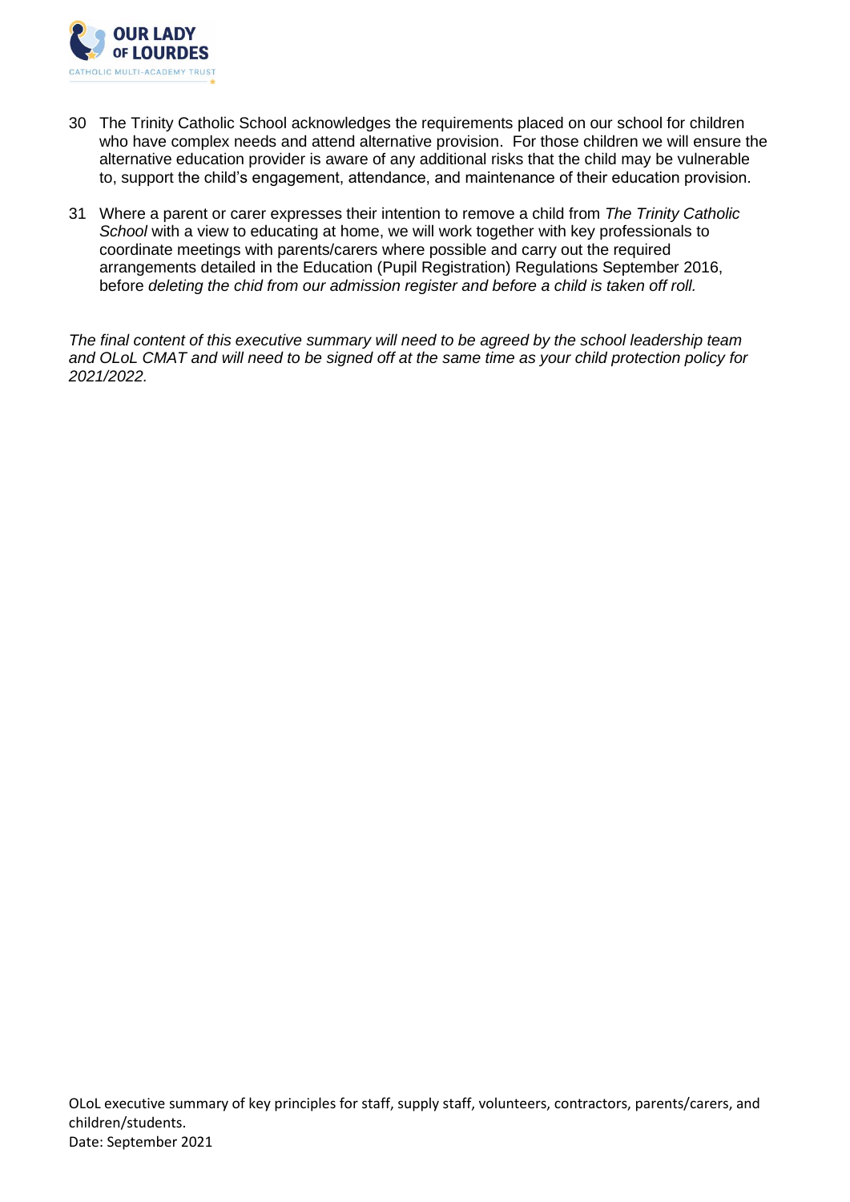30 The Trinity Catholic School acknowledges the requirements placed on our school for children who have complex needs and attend alternative provision. For those children we will ensure the alternative education provider is aware of any additional risks that the child may be vulnerable to, support the child's engagement, attendance, and maintenance of their education provision.

31 Where a parent or carer expresses their intention to remove a child from *The Trinity Catholic School* with a view to educating at home, we will work together with key professionals to coordinate meetings with parents/carers where possible and carry out the required arrangements detailed in the Education (Pupil Registration) Regulations September 2016, before *deleting the chid from our admission register and before a child is taken off roll.*

*The final content of this executive summary will need to be agreed by the school leadership team and OLoL CMAT and will need to be signed off at the same time as your child protection policy for 2021/2022.*